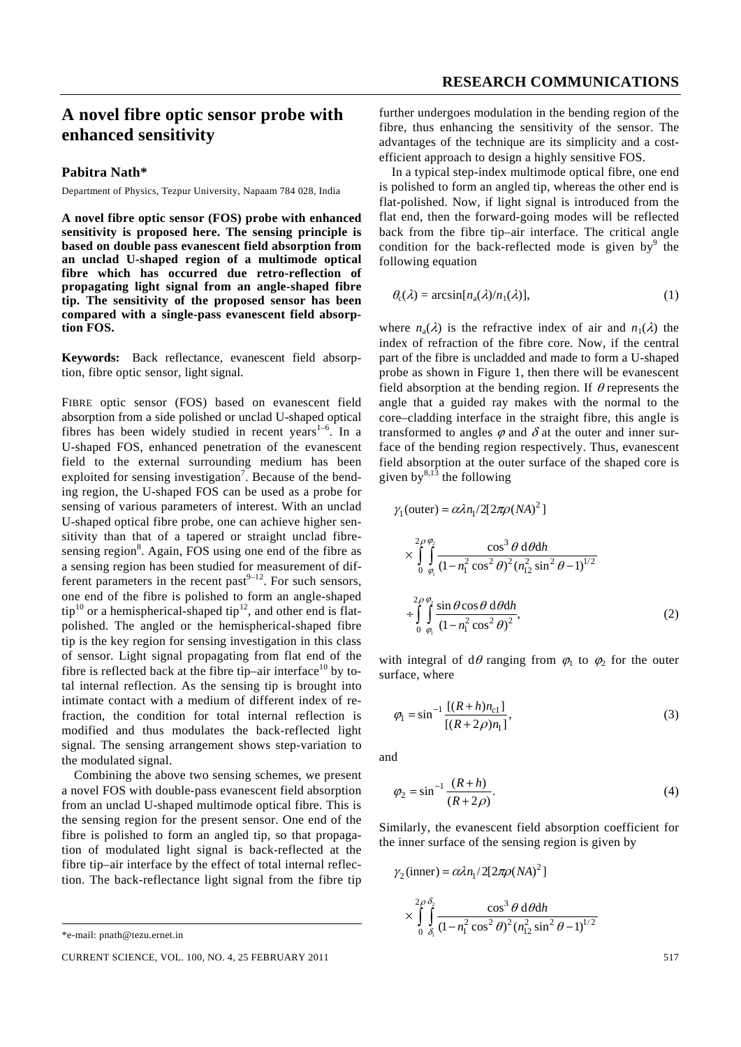# A novel fibre optic sensor probe with enhanced sensitivity

**Pabitra Nath***

Department of Physics, Tezpur University, Napaam 784 028, India

**A novel fibre optic sensor (FOS) probe with enhanced sensitivity is proposed here. The sensing principle is based on double pass evanescent field absorption from an unclad U-shaped region of a multimode optical fibre which has occurred due retro-reflection of propagating light signal from an angle-shaped fibre tip. The sensitivity of the proposed sensor has been compared with a single-pass evanescent field absorption FOS.**

**Keywords:** Back reflectance, evanescent field absorption, fibre optic sensor, light signal.

FIBRE optic sensor (FOS) based on evanescent field absorption from a side polished or unclad U-shaped optical fibres has been widely studied in recent years[1–6]. In a U-shaped FOS, enhanced penetration of the evanescent field to the external surrounding medium has been exploited for sensing investigation[7]. Because of the bending region, the U-shaped FOS can be used as a probe for sensing of various parameters of interest. With an unclad U-shaped optical fibre probe, one can achieve higher sensitivity than that of a tapered or straight unclad fibre-sensing region[8]. Again, FOS using one end of the fibre as a sensing region has been studied for measurement of different parameters in the recent past[9–12]. For such sensors, one end of the fibre is polished to form an angle-shaped tip[10] or a hemispherical-shaped tip[12], and other end is flat-polished. The angled or the hemispherical-shaped fibre tip is the key region for sensing investigation in this class of sensor. Light signal propagating from flat end of the fibre is reflected back at the fibre tip–air interface[10] by total internal reflection. As the sensing tip is brought into intimate contact with a medium of different index of refraction, the condition for total internal reflection is modified and thus modulates the back-reflected light signal. The sensing arrangement shows step-variation to the modulated signal.

Combining the above two sensing schemes, we present a novel FOS with double-pass evanescent field absorption from an unclad U-shaped multimode optical fibre. This is the sensing region for the present sensor. One end of the fibre is polished to form an angled tip, so that propagation of modulated light signal is back-reflected at the fibre tip–air interface by the effect of total internal reflection. The back-reflectance light signal from the fibre tip further undergoes modulation in the bending region of the fibre, thus enhancing the sensitivity of the sensor. The advantages of the technique are its simplicity and a cost-efficient approach to design a highly sensitive FOS.

In a typical step-index multimode optical fibre, one end is polished to form an angled tip, whereas the other end is flat-polished. Now, if light signal is introduced from the flat end, then the forward-going modes will be reflected back from the fibre tip–air interface. The critical angle condition for the back-reflected mode is given by[9] the following equation

$$\theta_c(\lambda) = \arcsin[n_a(\lambda)/n_1(\lambda)], \tag{1}$$

where $n_a(\lambda)$ is the refractive index of air and $n_1(\lambda)$ the index of refraction of the fibre core. Now, if the central part of the fibre is uncladded and made to form a U-shaped probe as shown in Figure 1, then there will be evanescent field absorption at the bending region. If $\theta$ represents the angle that a guided ray makes with the normal to the core–cladding interface in the straight fibre, this angle is transformed to angles $\varphi$ and $\delta$ at the outer and inner surface of the bending region respectively. Thus, evanescent field absorption at the outer surface of the shaped core is given by[8,13] the following

$$\gamma_1(\text{outer}) = \alpha\lambda n_1/2[2\pi\rho(NA)^2]$$

$$\times \int_0^{2\rho}\int_{\varphi_1}^{\varphi_2} \frac{\cos^3\theta \, d\theta dh}{(1-n_1^2\cos^2\theta)^2(n_{12}^2\sin^2\theta-1)^{1/2}}$$

$$\div \int_0^{2\rho}\int_{\varphi_1}^{\varphi_2} \frac{\sin\theta\cos\theta \, d\theta dh}{(1-n_1^2\cos^2\theta)^2}, \tag{2}$$

with integral of $d\theta$ ranging from $\varphi_1$ to $\varphi_2$ for the outer surface, where

$$\varphi_1 = \sin^{-1}\frac{[(R+h)n_{c1}]}{[(R+2\rho)n_1]}, \tag{3}$$

and

$$\varphi_2 = \sin^{-1}\frac{(R+h)}{(R+2\rho)}. \tag{4}$$

Similarly, the evanescent field absorption coefficient for the inner surface of the sensing region is given by

$$\gamma_2(\text{inner}) = \alpha\lambda n_1/2[2\pi\rho(NA)^2]$$

$$\times \int_0^{2\rho}\int_{\delta_1}^{\delta_2} \frac{\cos^3\theta \, d\theta dh}{(1-n_1^2\cos^2\theta)^2(n_{12}^2\sin^2\theta-1)^{1/2}}$$

*e-mail: pnath@tezu.ernet.in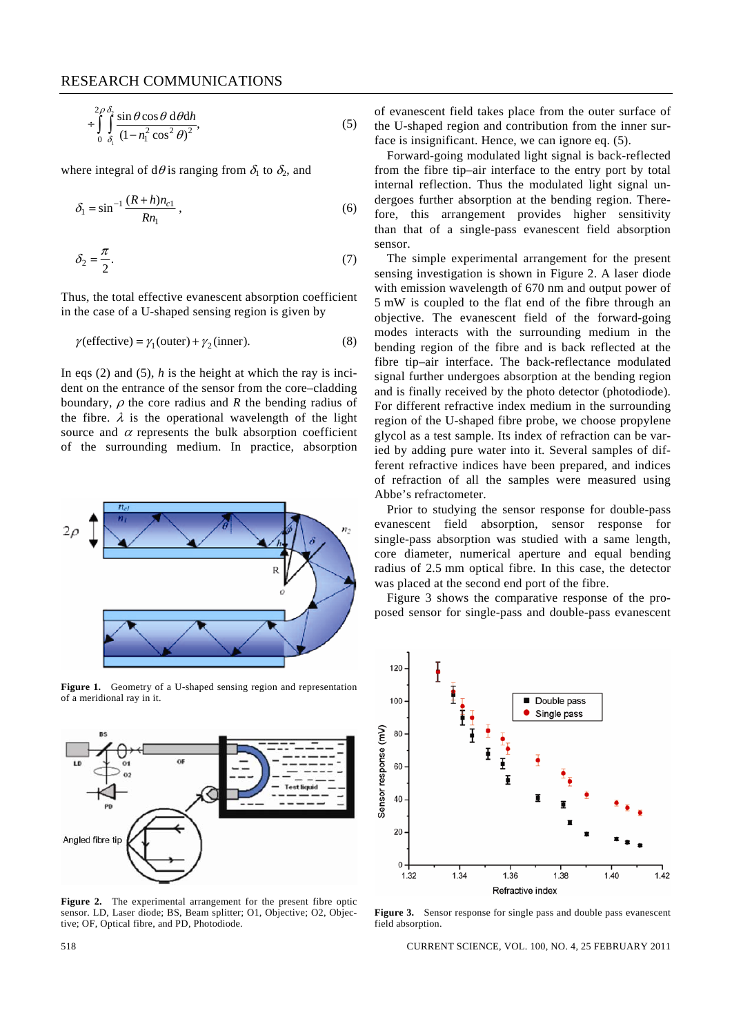$$\div \int_0^{2\rho} \int_{\delta_1}^{\delta_2} \frac{\sin\theta \cos\theta \, d\theta dh}{(1 - n_1^2 \cos^2 \theta)^2}, \tag{5}$$

where integral of $d\theta$ is ranging from $\delta_1$ to $\delta_2$, and

$$\delta_1 = \sin^{-1} \frac{(R+h)n_{c1}}{Rn_1}, \tag{6}$$

$$\delta_2 = \frac{\pi}{2}. \tag{7}$$

Thus, the total effective evanescent absorption coefficient in the case of a U-shaped sensing region is given by

$$\gamma(\text{effective}) = \gamma_1(\text{outer}) + \gamma_2(\text{inner}). \tag{8}$$

In eqs (2) and (5), $h$ is the height at which the ray is incident on the entrance of the sensor from the core–cladding boundary, $\rho$ the core radius and $R$ the bending radius of the fibre. $\lambda$ is the operational wavelength of the light source and $\alpha$ represents the bulk absorption coefficient of the surrounding medium. In practice, absorption of evanescent field takes place from the outer surface of the U-shaped region and contribution from the inner surface is insignificant. Hence, we can ignore eq. (5).

Forward-going modulated light signal is back-reflected from the fibre tip–air interface to the entry port by total internal reflection. Thus the modulated light signal undergoes further absorption at the bending region. Therefore, this arrangement provides higher sensitivity than that of a single-pass evanescent field absorption sensor.

The simple experimental arrangement for the present sensing investigation is shown in Figure 2. A laser diode with emission wavelength of 670 nm and output power of 5 mW is coupled to the flat end of the fibre through an objective. The evanescent field of the forward-going modes interacts with the surrounding medium in the bending region of the fibre and is back reflected at the fibre tip–air interface. The back-reflectance modulated signal further undergoes absorption at the bending region and is finally received by the photo detector (photodiode). For different refractive index medium in the surrounding region of the U-shaped fibre probe, we choose propylene glycol as a test sample. Its index of refraction can be varied by adding pure water into it. Several samples of different refractive indices have been prepared, and indices of refraction of all the samples were measured using Abbe's refractometer.

Prior to studying the sensor response for double-pass evanescent field absorption, sensor response for single-pass absorption was studied with a same length, core diameter, numerical aperture and equal bending radius of 2.5 mm optical fibre. In this case, the detector was placed at the second end port of the fibre.

Figure 3 shows the comparative response of the proposed sensor for single-pass and double-pass evanescent

**Figure 1.** Geometry of a U-shaped sensing region and representation of a meridional ray in it.

**Figure 2.** The experimental arrangement for the present fibre optic sensor. LD, Laser diode; BS, Beam splitter; O1, Objective; O2, Objective; OF, Optical fibre, and PD, Photodiode.

**Figure 3.** Sensor response for single pass and double pass evanescent field absorption.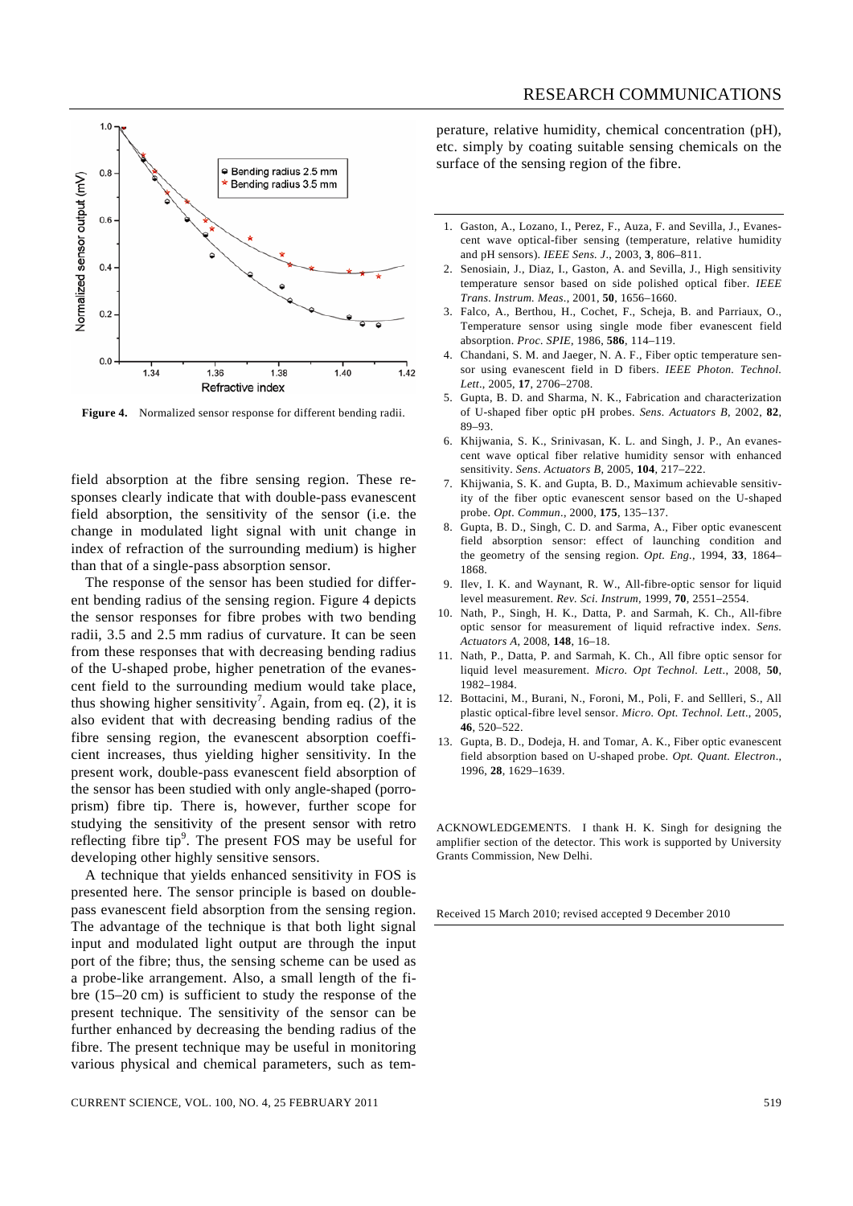1.0

0.8

0.6

0.4

0.2

0.0

Normalized sensor output (mV)

1.34

1.36

1.38

1.40

1.42

Refractive index

Bending radius 2.5 mm

Bending radius 3.5 mm

**Figure 4.** Normalized sensor response for different bending radii.

field absorption at the fibre sensing region. These responses clearly indicate that with double-pass evanescent field absorption, the sensitivity of the sensor (i.e. the change in modulated light signal with unit change in index of refraction of the surrounding medium) is higher than that of a single-pass absorption sensor.

The response of the sensor has been studied for different bending radius of the sensing region. Figure 4 depicts the sensor responses for fibre probes with two bending radii, 3.5 and 2.5 mm radius of curvature. It can be seen from these responses that with decreasing bending radius of the U-shaped probe, higher penetration of the evanescent field to the surrounding medium would take place, thus showing higher sensitivity[7]. Again, from eq. (2), it is also evident that with decreasing bending radius of the fibre sensing region, the evanescent absorption coefficient increases, thus yielding higher sensitivity. In the present work, double-pass evanescent field absorption of the sensor has been studied with only angle-shaped (porro-prism) fibre tip. There is, however, further scope for studying the sensitivity of the present sensor with retro reflecting fibre tip[9]. The present FOS may be useful for developing other highly sensitive sensors.

A technique that yields enhanced sensitivity in FOS is presented here. The sensor principle is based on double-pass evanescent field absorption from the sensing region. The advantage of the technique is that both light signal input and modulated light output are through the input port of the fibre; thus, the sensing scheme can be used as a probe-like arrangement. Also, a small length of the fibre (15–20 cm) is sufficient to study the response of the present technique. The sensitivity of the sensor can be further enhanced by decreasing the bending radius of the fibre. The present technique may be useful in monitoring various physical and chemical parameters, such as temperature, relative humidity, chemical concentration (pH), etc. simply by coating suitable sensing chemicals on the surface of the sensing region of the fibre.

1. Gaston, A., Lozano, I., Perez, F., Auza, F. and Sevilla, J., Evanescent wave optical-fiber sensing (temperature, relative humidity and pH sensors). *IEEE Sens. J*., 2003, **3**, 806–811.
2. Senosiain, J., Diaz, I., Gaston, A. and Sevilla, J., High sensitivity temperature sensor based on side polished optical fiber. *IEEE Trans. Instrum. Meas*., 2001, **50**, 1656–1660.
3. Falco, A., Berthou, H., Cochet, F., Scheja, B. and Parriaux, O., Temperature sensor using single mode fiber evanescent field absorption. *Proc. SPIE*, 1986, **586**, 114–119.
4. Chandani, S. M. and Jaeger, N. A. F., Fiber optic temperature sensor using evanescent field in D fibers. *IEEE Photon. Technol. Lett*., 2005, **17**, 2706–2708.
5. Gupta, B. D. and Sharma, N. K., Fabrication and characterization of U-shaped fiber optic pH probes. *Sens. Actuators B*, 2002, **82**, 89–93.
6. Khijwania, S. K., Srinivasan, K. L. and Singh, J. P., An evanescent wave optical fiber relative humidity sensor with enhanced sensitivity. *Sens. Actuators B*, 2005, **104**, 217–222.
7. Khijwania, S. K. and Gupta, B. D., Maximum achievable sensitivity of the fiber optic evanescent sensor based on the U-shaped probe. *Opt. Commun*., 2000, **175**, 135–137.
8. Gupta, B. D., Singh, C. D. and Sarma, A., Fiber optic evanescent field absorption sensor: effect of launching condition and the geometry of the sensing region. *Opt. Eng.*, 1994, **33**, 1864–1868.
9. Ilev, I. K. and Waynant, R. W., All-fibre-optic sensor for liquid level measurement. *Rev. Sci. Instrum*, 1999, **70**, 2551–2554.
10. Nath, P., Singh, H. K., Datta, P. and Sarmah, K. Ch., All-fibre optic sensor for measurement of liquid refractive index. *Sens. Actuators A*, 2008, **148**, 16–18.
11. Nath, P., Datta, P. and Sarmah, K. Ch., All fibre optic sensor for liquid level measurement. *Micro. Opt Technol. Lett*., 2008, **50**, 1982–1984.
12. Bottacini, M., Burani, N., Foroni, M., Poli, F. and Sellleri, S., All plastic optical-fibre level sensor. *Micro. Opt. Technol. Lett*., 2005, **46**, 520–522.
13. Gupta, B. D., Dodeja, H. and Tomar, A. K., Fiber optic evanescent field absorption based on U-shaped probe. *Opt. Quant. Electron*., 1996, **28**, 1629–1639.

ACKNOWLEDGEMENTS. I thank H. K. Singh for designing the amplifier section of the detector. This work is supported by University Grants Commission, New Delhi.

Received 15 March 2010; revised accepted 9 December 2010